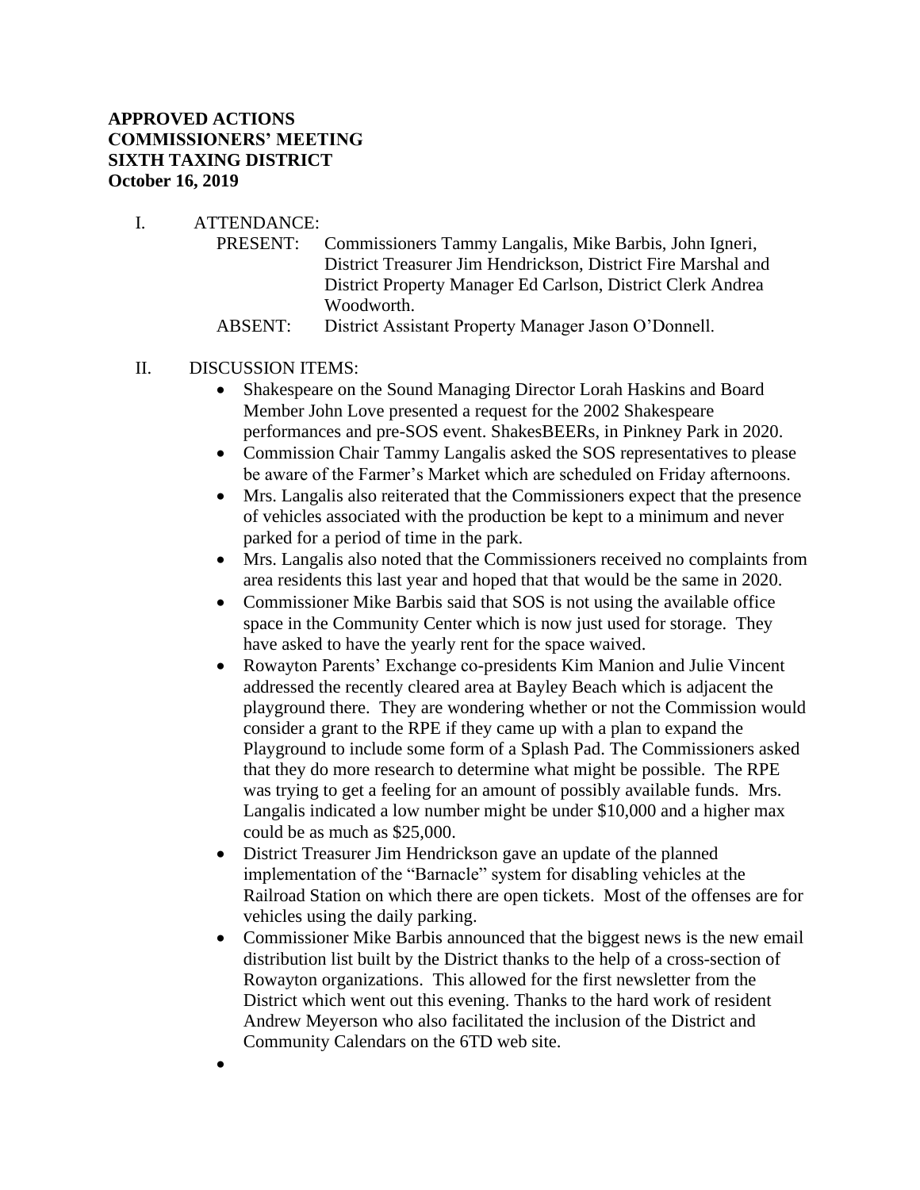**APPROVED ACTIONS**
**COMMISSIONERS' MEETING**
**SIXTH TAXING DISTRICT**
**October 16, 2019**

I. ATTENDANCE:

PRESENT: Commissioners Tammy Langalis, Mike Barbis, John Igneri, District Treasurer Jim Hendrickson, District Fire Marshal and District Property Manager Ed Carlson, District Clerk Andrea Woodworth.

ABSENT: District Assistant Property Manager Jason O'Donnell.

II. DISCUSSION ITEMS:

- Shakespeare on the Sound Managing Director Lorah Haskins and Board Member John Love presented a request for the 2002 Shakespeare performances and pre-SOS event. ShakesBEERs, in Pinkney Park in 2020.
- Commission Chair Tammy Langalis asked the SOS representatives to please be aware of the Farmer's Market which are scheduled on Friday afternoons.
- Mrs. Langalis also reiterated that the Commissioners expect that the presence of vehicles associated with the production be kept to a minimum and never parked for a period of time in the park.
- Mrs. Langalis also noted that the Commissioners received no complaints from area residents this last year and hoped that that would be the same in 2020.
- Commissioner Mike Barbis said that SOS is not using the available office space in the Community Center which is now just used for storage. They have asked to have the yearly rent for the space waived.
- Rowayton Parents' Exchange co-presidents Kim Manion and Julie Vincent addressed the recently cleared area at Bayley Beach which is adjacent the playground there. They are wondering whether or not the Commission would consider a grant to the RPE if they came up with a plan to expand the Playground to include some form of a Splash Pad. The Commissioners asked that they do more research to determine what might be possible. The RPE was trying to get a feeling for an amount of possibly available funds. Mrs. Langalis indicated a low number might be under $10,000 and a higher max could be as much as $25,000.
- District Treasurer Jim Hendrickson gave an update of the planned implementation of the "Barnacle" system for disabling vehicles at the Railroad Station on which there are open tickets. Most of the offenses are for vehicles using the daily parking.
- Commissioner Mike Barbis announced that the biggest news is the new email distribution list built by the District thanks to the help of a cross-section of Rowayton organizations. This allowed for the first newsletter from the District which went out this evening. Thanks to the hard work of resident Andrew Meyerson who also facilitated the inclusion of the District and Community Calendars on the 6TD web site.
-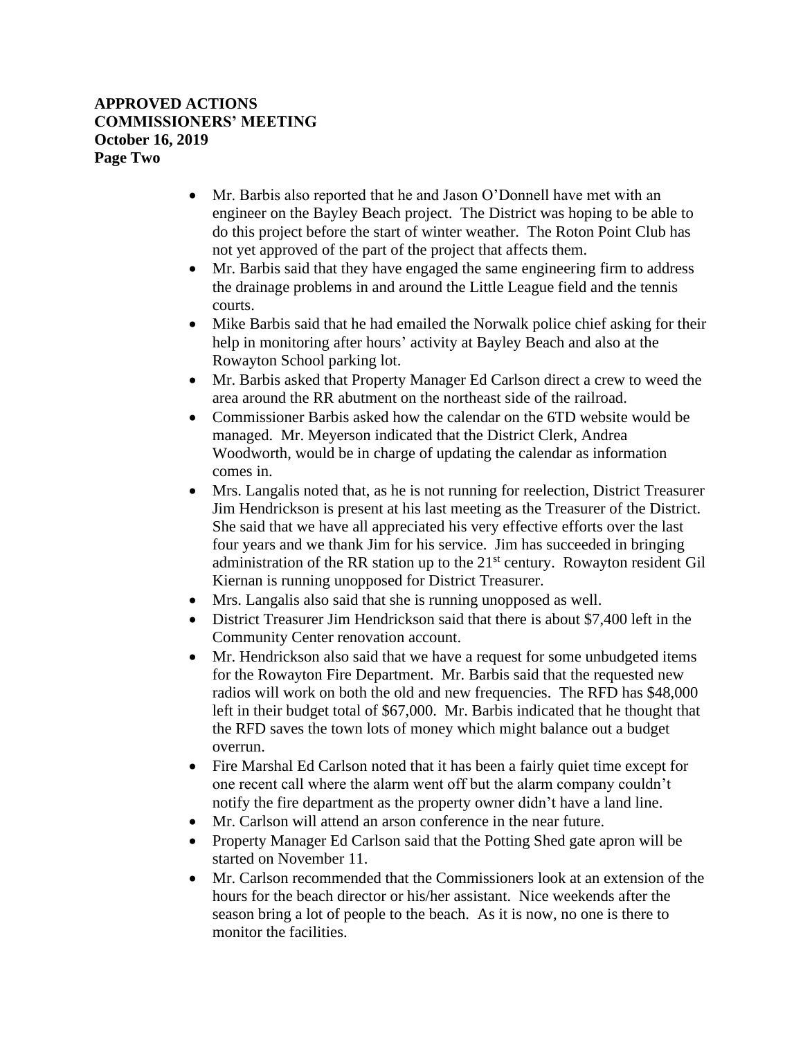**APPROVED ACTIONS**
**COMMISSIONERS' MEETING**
**October 16, 2019**
**Page Two**

- Mr. Barbis also reported that he and Jason O'Donnell have met with an engineer on the Bayley Beach project. The District was hoping to be able to do this project before the start of winter weather. The Roton Point Club has not yet approved of the part of the project that affects them.
- Mr. Barbis said that they have engaged the same engineering firm to address the drainage problems in and around the Little League field and the tennis courts.
- Mike Barbis said that he had emailed the Norwalk police chief asking for their help in monitoring after hours' activity at Bayley Beach and also at the Rowayton School parking lot.
- Mr. Barbis asked that Property Manager Ed Carlson direct a crew to weed the area around the RR abutment on the northeast side of the railroad.
- Commissioner Barbis asked how the calendar on the 6TD website would be managed. Mr. Meyerson indicated that the District Clerk, Andrea Woodworth, would be in charge of updating the calendar as information comes in.
- Mrs. Langalis noted that, as he is not running for reelection, District Treasurer Jim Hendrickson is present at his last meeting as the Treasurer of the District. She said that we have all appreciated his very effective efforts over the last four years and we thank Jim for his service. Jim has succeeded in bringing administration of the RR station up to the 21st century. Rowayton resident Gil Kiernan is running unopposed for District Treasurer.
- Mrs. Langalis also said that she is running unopposed as well.
- District Treasurer Jim Hendrickson said that there is about $7,400 left in the Community Center renovation account.
- Mr. Hendrickson also said that we have a request for some unbudgeted items for the Rowayton Fire Department. Mr. Barbis said that the requested new radios will work on both the old and new frequencies. The RFD has $48,000 left in their budget total of $67,000. Mr. Barbis indicated that he thought that the RFD saves the town lots of money which might balance out a budget overrun.
- Fire Marshal Ed Carlson noted that it has been a fairly quiet time except for one recent call where the alarm went off but the alarm company couldn't notify the fire department as the property owner didn't have a land line.
- Mr. Carlson will attend an arson conference in the near future.
- Property Manager Ed Carlson said that the Potting Shed gate apron will be started on November 11.
- Mr. Carlson recommended that the Commissioners look at an extension of the hours for the beach director or his/her assistant. Nice weekends after the season bring a lot of people to the beach. As it is now, no one is there to monitor the facilities.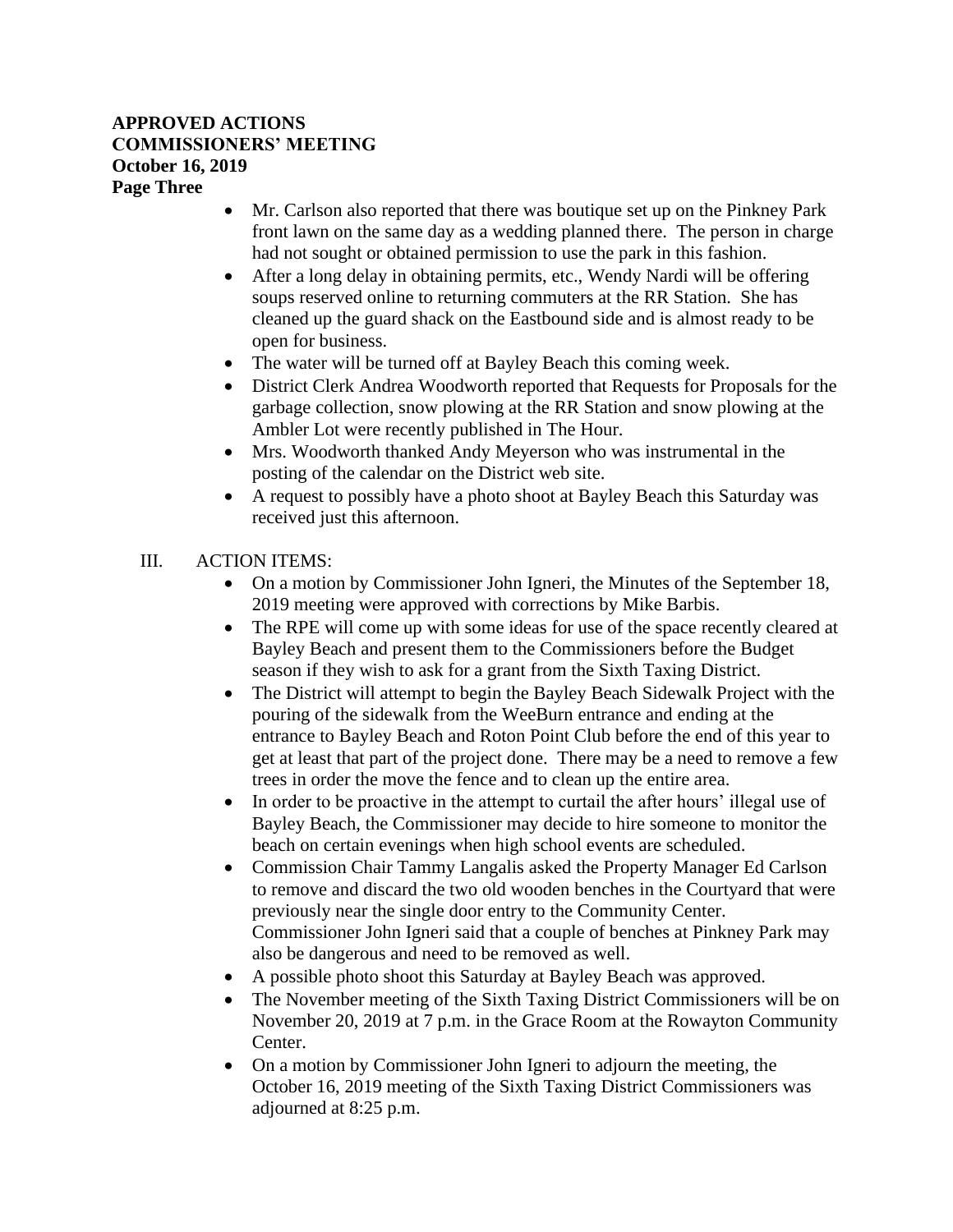**APPROVED ACTIONS**
**COMMISSIONERS' MEETING**
**October 16, 2019**
**Page Three**

- Mr. Carlson also reported that there was boutique set up on the Pinkney Park front lawn on the same day as a wedding planned there. The person in charge had not sought or obtained permission to use the park in this fashion.
- After a long delay in obtaining permits, etc., Wendy Nardi will be offering soups reserved online to returning commuters at the RR Station. She has cleaned up the guard shack on the Eastbound side and is almost ready to be open for business.
- The water will be turned off at Bayley Beach this coming week.
- District Clerk Andrea Woodworth reported that Requests for Proposals for the garbage collection, snow plowing at the RR Station and snow plowing at the Ambler Lot were recently published in The Hour.
- Mrs. Woodworth thanked Andy Meyerson who was instrumental in the posting of the calendar on the District web site.
- A request to possibly have a photo shoot at Bayley Beach this Saturday was received just this afternoon.

III. ACTION ITEMS:

- On a motion by Commissioner John Igneri, the Minutes of the September 18, 2019 meeting were approved with corrections by Mike Barbis.
- The RPE will come up with some ideas for use of the space recently cleared at Bayley Beach and present them to the Commissioners before the Budget season if they wish to ask for a grant from the Sixth Taxing District.
- The District will attempt to begin the Bayley Beach Sidewalk Project with the pouring of the sidewalk from the WeeBurn entrance and ending at the entrance to Bayley Beach and Roton Point Club before the end of this year to get at least that part of the project done. There may be a need to remove a few trees in order the move the fence and to clean up the entire area.
- In order to be proactive in the attempt to curtail the after hours' illegal use of Bayley Beach, the Commissioner may decide to hire someone to monitor the beach on certain evenings when high school events are scheduled.
- Commission Chair Tammy Langalis asked the Property Manager Ed Carlson to remove and discard the two old wooden benches in the Courtyard that were previously near the single door entry to the Community Center. Commissioner John Igneri said that a couple of benches at Pinkney Park may also be dangerous and need to be removed as well.
- A possible photo shoot this Saturday at Bayley Beach was approved.
- The November meeting of the Sixth Taxing District Commissioners will be on November 20, 2019 at 7 p.m. in the Grace Room at the Rowayton Community Center.
- On a motion by Commissioner John Igneri to adjourn the meeting, the October 16, 2019 meeting of the Sixth Taxing District Commissioners was adjourned at 8:25 p.m.